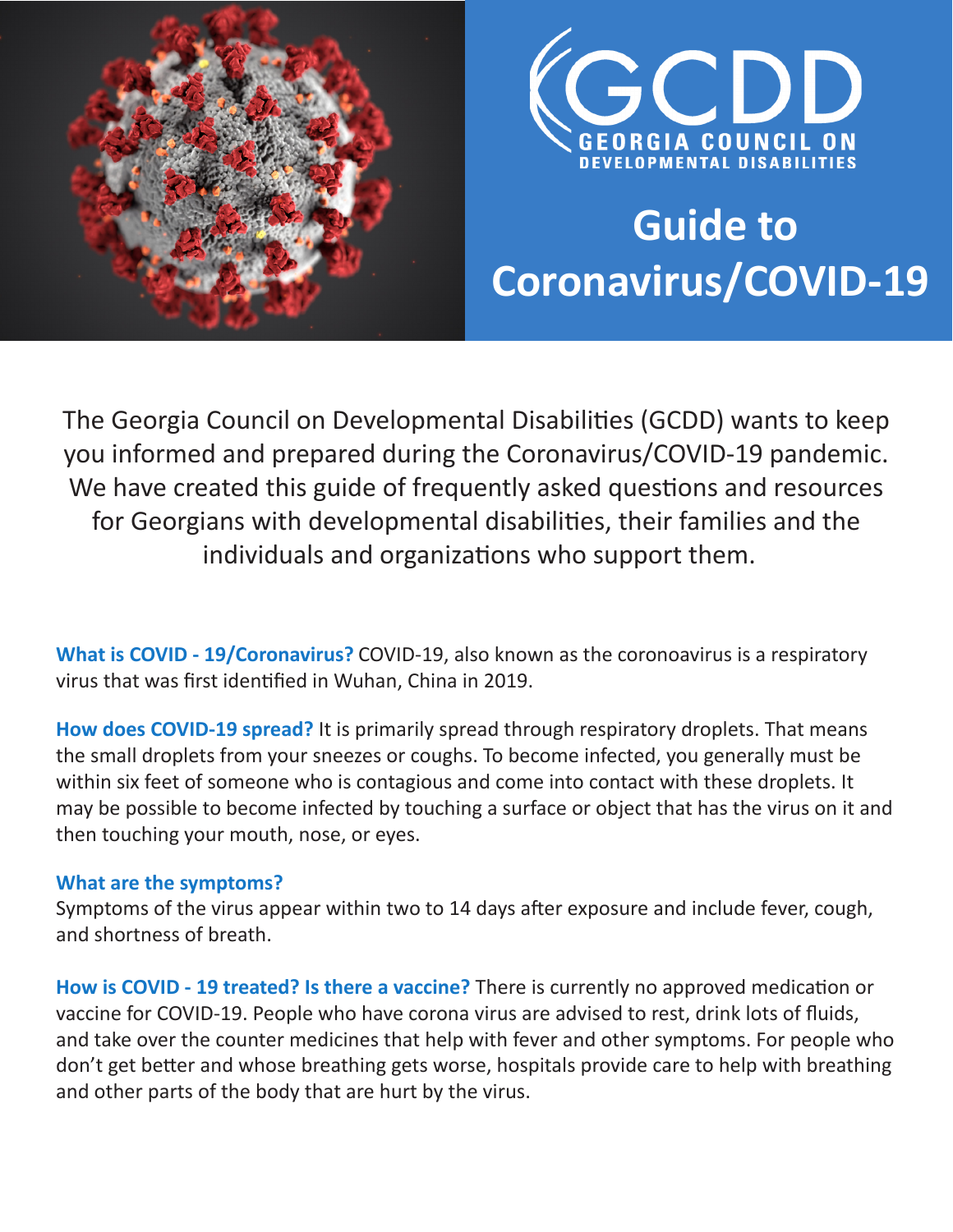GCDD

GEORGIA COUNCIL ON DEVELOPMENTAL DISABILITIES

# Guide to Coronavirus/COVID-19

The Georgia Council on Developmental Disabilities (GCDD) wants to keep you informed and prepared during the Coronavirus/COVID-19 pandemic. We have created this guide of frequently asked questions and resources for Georgians with developmental disabilities, their families and the individuals and organizations who support them.

**What is COVID - 19/Coronavirus?** COVID-19, also known as the coronoavirus is a respiratory virus that was first identified in Wuhan, China in 2019.

**How does COVID-19 spread?** It is primarily spread through respiratory droplets. That means the small droplets from your sneezes or coughs. To become infected, you generally must be within six feet of someone who is contagious and come into contact with these droplets. It may be possible to become infected by touching a surface or object that has the virus on it and then touching your mouth, nose, or eyes.

**What are the symptoms?**
Symptoms of the virus appear within two to 14 days after exposure and include fever, cough, and shortness of breath.

**How is COVID - 19 treated? Is there a vaccine?** There is currently no approved medication or vaccine for COVID-19. People who have corona virus are advised to rest, drink lots of fluids, and take over the counter medicines that help with fever and other symptoms. For people who don't get better and whose breathing gets worse, hospitals provide care to help with breathing and other parts of the body that are hurt by the virus.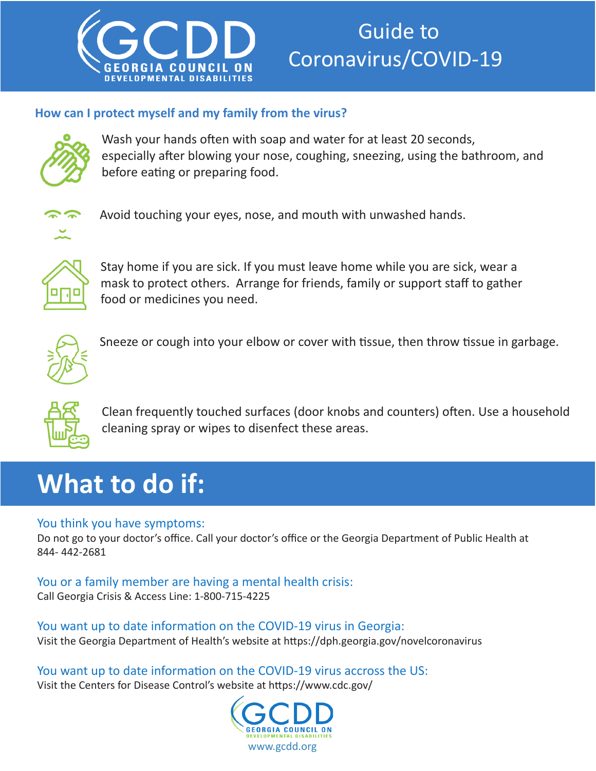# Guide to Coronavirus/COVID-19

GCDD
GEORGIA COUNCIL ON DEVELOPMENTAL DISABILITIES

### How can I protect myself and my family from the virus?

Wash your hands often with soap and water for at least 20 seconds, especially after blowing your nose, coughing, sneezing, using the bathroom, and before eating or preparing food.

Avoid touching your eyes, nose, and mouth with unwashed hands.

Stay home if you are sick. If you must leave home while you are sick, wear a mask to protect others. Arrange for friends, family or support staff to gather food or medicines you need.

Sneeze or cough into your elbow or cover with tissue, then throw tissue in garbage.

Clean frequently touched surfaces (door knobs and counters) often. Use a household cleaning spray or wipes to disenfect these areas.

# What to do if:

### You think you have symptoms:

Do not go to your doctor's office. Call your doctor's office or the Georgia Department of Public Health at 844- 442-2681

### You or a family member are having a mental health crisis:

Call Georgia Crisis & Access Line: 1-800-715-4225

### You want up to date information on the COVID-19 virus in Georgia:

Visit the Georgia Department of Health's website at https://dph.georgia.gov/novelcoronavirus

### You want up to date information on the COVID-19 virus accross the US:

Visit the Centers for Disease Control's website at https://www.cdc.gov/

GCDD
GEORGIA COUNCIL ON DEVELOPMENTAL DISABILITIES
www.gcdd.org